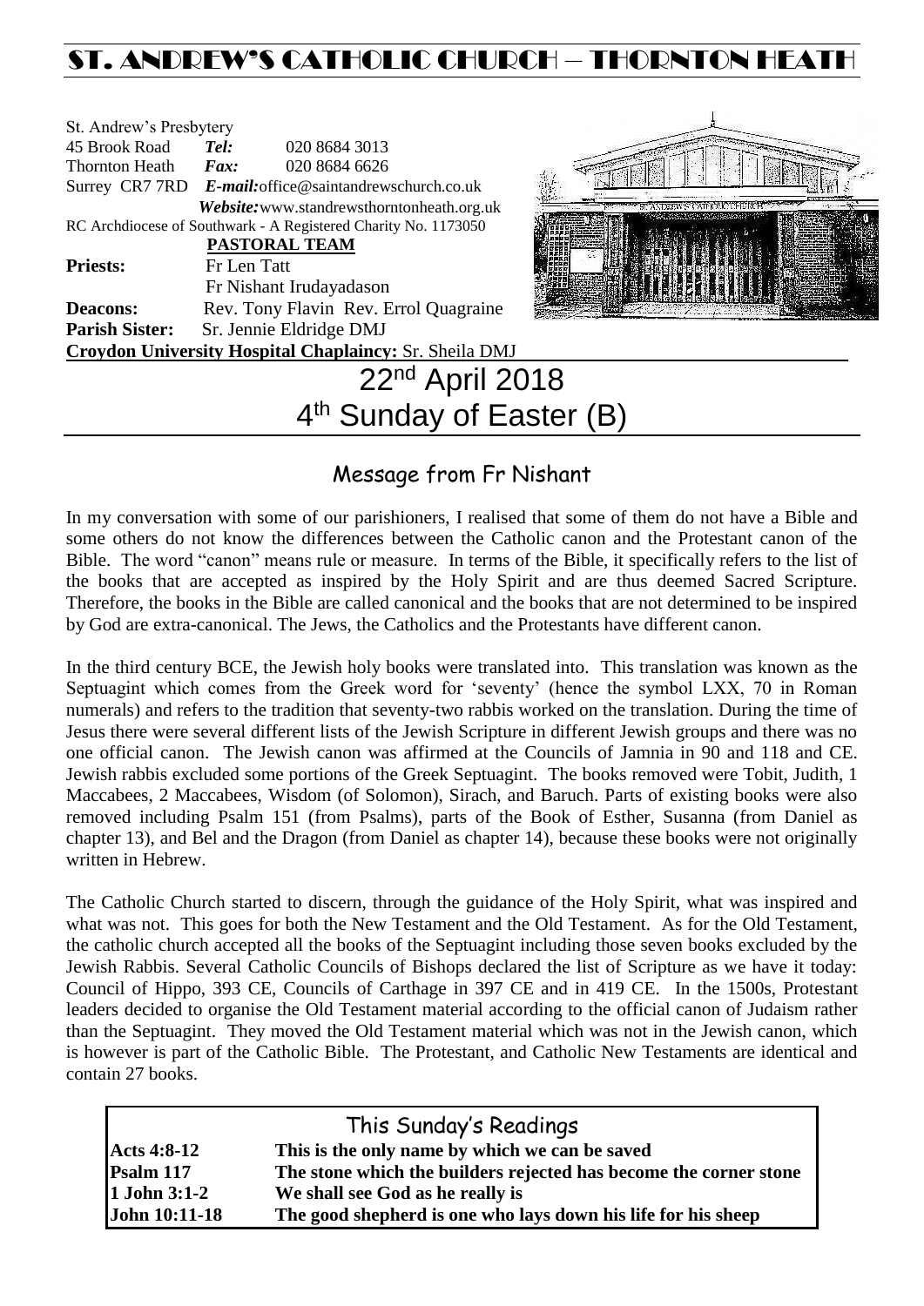# ST. ANDREW'S CATHOLIC CHURCH – THORNTON HEATH

St. Andrew's Presbytery
45 Brook Road **Tel:** 020 8684 3013
Thornton Heath **Fax:** 020 8684 6626
Surrey CR7 7RD ***E-mail:***office@saintandrewschurch.co.uk
***Website:***www.standrewsthorntonheath.org.uk
RC Archdiocese of Southwark - A Registered Charity No. 1173050

**PASTORAL TEAM**

**Priests:** Fr Len Tatt
Fr Nishant Irudayadason

**Deacons:** Rev. Tony Flavin Rev. Errol Quagraine

**Parish Sister:** Sr. Jennie Eldridge DMJ

**Croydon University Hospital Chaplaincy:** Sr. Sheila DMJ

# 22nd April 2018
# 4th Sunday of Easter (B)

## Message from Fr Nishant

In my conversation with some of our parishioners, I realised that some of them do not have a Bible and some others do not know the differences between the Catholic canon and the Protestant canon of the Bible. The word "canon" means rule or measure. In terms of the Bible, it specifically refers to the list of the books that are accepted as inspired by the Holy Spirit and are thus deemed Sacred Scripture. Therefore, the books in the Bible are called canonical and the books that are not determined to be inspired by God are extra-canonical. The Jews, the Catholics and the Protestants have different canon.

In the third century BCE, the Jewish holy books were translated into. This translation was known as the Septuagint which comes from the Greek word for 'seventy' (hence the symbol LXX, 70 in Roman numerals) and refers to the tradition that seventy-two rabbis worked on the translation. During the time of Jesus there were several different lists of the Jewish Scripture in different Jewish groups and there was no one official canon. The Jewish canon was affirmed at the Councils of Jamnia in 90 and 118 and CE. Jewish rabbis excluded some portions of the Greek Septuagint. The books removed were Tobit, Judith, 1 Maccabees, 2 Maccabees, Wisdom (of Solomon), Sirach, and Baruch. Parts of existing books were also removed including Psalm 151 (from Psalms), parts of the Book of Esther, Susanna (from Daniel as chapter 13), and Bel and the Dragon (from Daniel as chapter 14), because these books were not originally written in Hebrew.

The Catholic Church started to discern, through the guidance of the Holy Spirit, what was inspired and what was not. This goes for both the New Testament and the Old Testament. As for the Old Testament, the catholic church accepted all the books of the Septuagint including those seven books excluded by the Jewish Rabbis. Several Catholic Councils of Bishops declared the list of Scripture as we have it today: Council of Hippo, 393 CE, Councils of Carthage in 397 CE and in 419 CE. In the 1500s, Protestant leaders decided to organise the Old Testament material according to the official canon of Judaism rather than the Septuagint. They moved the Old Testament material which was not in the Jewish canon, which is however is part of the Catholic Bible. The Protestant, and Catholic New Testaments are identical and contain 27 books.

## This Sunday's Readings

| | |
|---|---|
| **Acts 4:8-12** | **This is the only name by which we can be saved** |
| **Psalm 117** | **The stone which the builders rejected has become the corner stone** |
| **1 John 3:1-2** | **We shall see God as he really is** |
| **John 10:11-18** | **The good shepherd is one who lays down his life for his sheep** |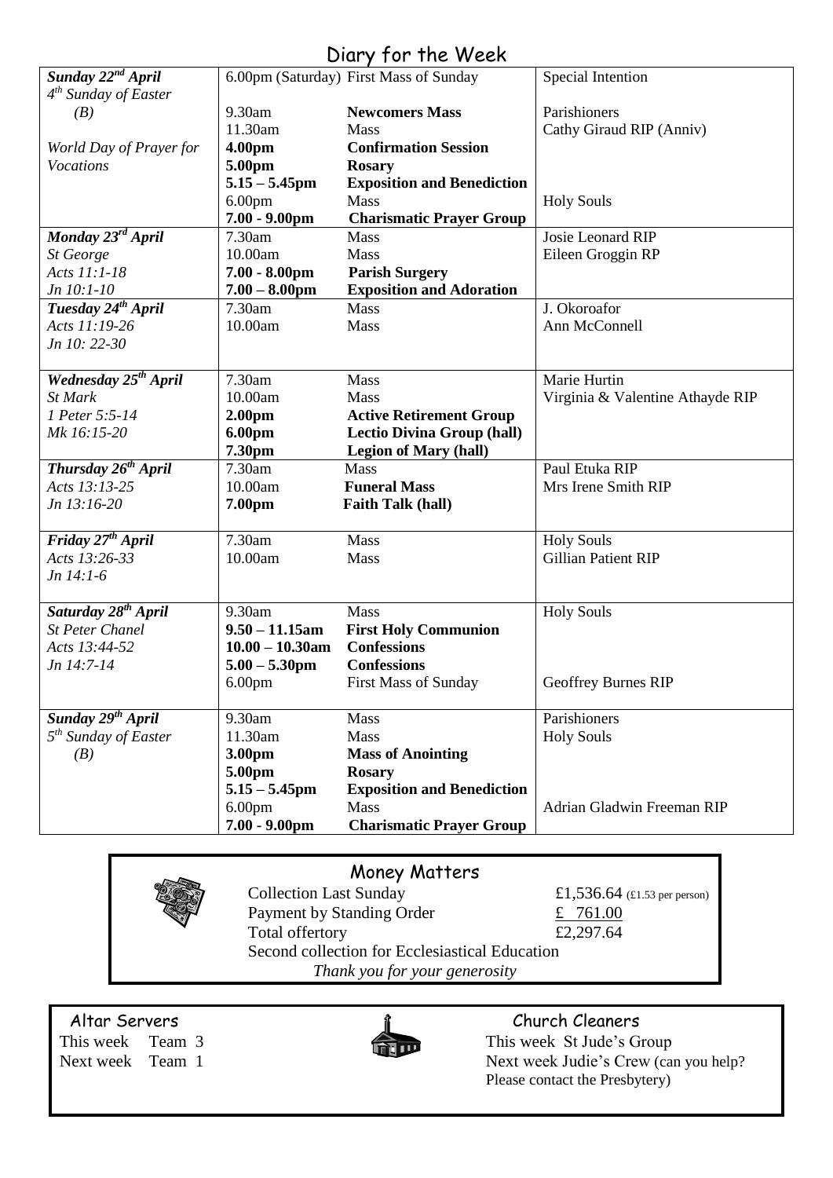# Diary for the Week

| | | | |
|---|---|---|---|
| ***Sunday 22nd April*** *4th Sunday of Easter* *(B)* *World Day of Prayer for Vocations* | 6.00pm (Saturday) | First Mass of Sunday | Special Intention |
| | 9.30am | **Newcomers Mass** | Parishioners |
| | 11.30am | Mass | Cathy Giraud RIP (Anniv) |
| | **4.00pm** | **Confirmation Session** | |
| | **5.00pm** | **Rosary** | |
| | **5.15 – 5.45pm** | **Exposition and Benediction** | |
| | 6.00pm | Mass | Holy Souls |
| | **7.00 - 9.00pm** | **Charismatic Prayer Group** | |
| ***Monday 23rd April*** *St George* *Acts 11:1-18* *Jn 10:1-10* | 7.30am | Mass | Josie Leonard RIP |
| | 10.00am | Mass | Eileen Groggin RP |
| | **7.00 - 8.00pm** | **Parish Surgery** | |
| | **7.00 – 8.00pm** | **Exposition and Adoration** | |
| ***Tuesday 24th April*** *Acts 11:19-26* *Jn 10: 22-30* | 7.30am | Mass | J. Okoroafor |
| | 10.00am | Mass | Ann McConnell |
| ***Wednesday 25th April*** *St Mark* *1 Peter 5:5-14* *Mk 16:15-20* | 7.30am | Mass | Marie Hurtin |
| | 10.00am | Mass | Virginia & Valentine Athayde RIP |
| | **2.00pm** | **Active Retirement Group** | |
| | **6.00pm** | **Lectio Divina Group (hall)** | |
| | **7.30pm** | **Legion of Mary (hall)** | |
| ***Thursday 26th April*** *Acts 13:13-25* *Jn 13:16-20* | 7.30am | Mass | Paul Etuka RIP |
| | 10.00am | **Funeral Mass** | Mrs Irene Smith RIP |
| | **7.00pm** | **Faith Talk (hall)** | |
| ***Friday 27th April*** *Acts 13:26-33* *Jn 14:1-6* | 7.30am | Mass | Holy Souls |
| | 10.00am | Mass | Gillian Patient RIP |
| ***Saturday 28th April*** *St Peter Chanel* *Acts 13:44-52* *Jn 14:7-14* | 9.30am | Mass | Holy Souls |
| | **9.50 – 11.15am** | **First Holy Communion** | |
| | **10.00 – 10.30am** | **Confessions** | |
| | **5.00 – 5.30pm** | **Confessions** | |
| | 6.00pm | First Mass of Sunday | Geoffrey Burnes RIP |
| ***Sunday 29th April*** *5th Sunday of Easter* *(B)* | 9.30am | Mass | Parishioners |
| | 11.30am | Mass | Holy Souls |
| | **3.00pm** | **Mass of Anointing** | |
| | **5.00pm** | **Rosary** | |
| | **5.15 – 5.45pm** | **Exposition and Benediction** | |
| | 6.00pm | Mass | Adrian Gladwin Freeman RIP |
| | **7.00 - 9.00pm** | **Charismatic Prayer Group** | |

## Money Matters

| | |
|---|---|
| Collection Last Sunday | £1,536.64 (£1.53 per person) |
| Payment by Standing Order | £ 761.00 |
| Total offertory | £2,297.64 |

Second collection for Ecclesiastical Education

*Thank you for your generosity*

## Altar Servers

This week Team 3
Next week Team 1

## Church Cleaners

This week St Jude's Group
Next week Judie's Crew (can you help? Please contact the Presbytery)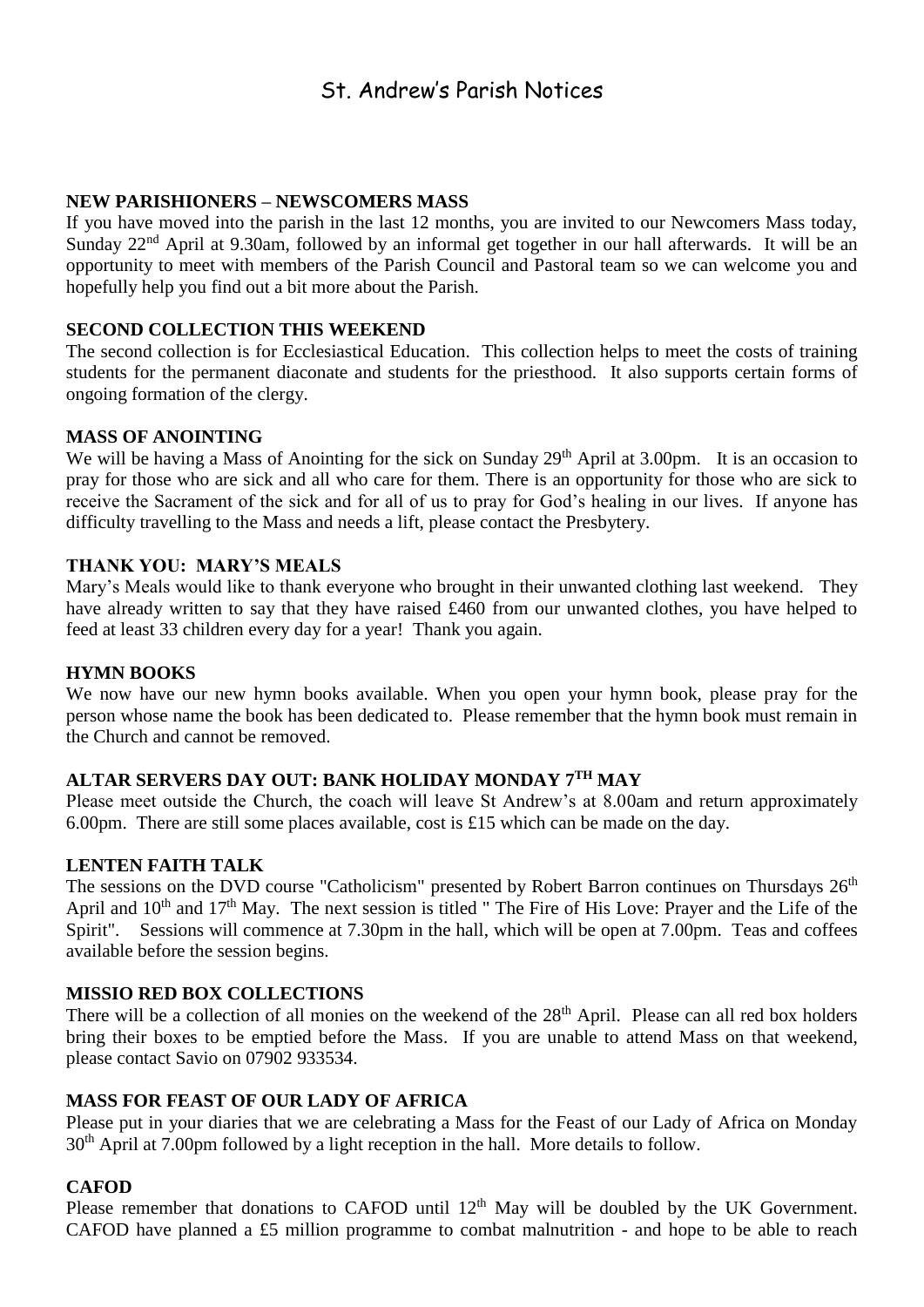# St. Andrew's Parish Notices

**NEW PARISHIONERS – NEWSCOMERS MASS**

If you have moved into the parish in the last 12 months, you are invited to our Newcomers Mass today, Sunday 22nd April at 9.30am, followed by an informal get together in our hall afterwards. It will be an opportunity to meet with members of the Parish Council and Pastoral team so we can welcome you and hopefully help you find out a bit more about the Parish.

**SECOND COLLECTION THIS WEEKEND**

The second collection is for Ecclesiastical Education. This collection helps to meet the costs of training students for the permanent diaconate and students for the priesthood. It also supports certain forms of ongoing formation of the clergy.

**MASS OF ANOINTING**

We will be having a Mass of Anointing for the sick on Sunday 29th April at 3.00pm. It is an occasion to pray for those who are sick and all who care for them. There is an opportunity for those who are sick to receive the Sacrament of the sick and for all of us to pray for God's healing in our lives. If anyone has difficulty travelling to the Mass and needs a lift, please contact the Presbytery.

**THANK YOU: MARY'S MEALS**

Mary's Meals would like to thank everyone who brought in their unwanted clothing last weekend. They have already written to say that they have raised £460 from our unwanted clothes, you have helped to feed at least 33 children every day for a year! Thank you again.

**HYMN BOOKS**

We now have our new hymn books available. When you open your hymn book, please pray for the person whose name the book has been dedicated to. Please remember that the hymn book must remain in the Church and cannot be removed.

**ALTAR SERVERS DAY OUT: BANK HOLIDAY MONDAY 7TH MAY**

Please meet outside the Church, the coach will leave St Andrew's at 8.00am and return approximately 6.00pm. There are still some places available, cost is £15 which can be made on the day.

**LENTEN FAITH TALK**

The sessions on the DVD course "Catholicism" presented by Robert Barron continues on Thursdays 26th April and 10th and 17th May. The next session is titled " The Fire of His Love: Prayer and the Life of the Spirit". Sessions will commence at 7.30pm in the hall, which will be open at 7.00pm. Teas and coffees available before the session begins.

**MISSIO RED BOX COLLECTIONS**

There will be a collection of all monies on the weekend of the 28th April. Please can all red box holders bring their boxes to be emptied before the Mass. If you are unable to attend Mass on that weekend, please contact Savio on 07902 933534.

**MASS FOR FEAST OF OUR LADY OF AFRICA**

Please put in your diaries that we are celebrating a Mass for the Feast of our Lady of Africa on Monday 30th April at 7.00pm followed by a light reception in the hall. More details to follow.

**CAFOD**

Please remember that donations to CAFOD until 12th May will be doubled by the UK Government. CAFOD have planned a £5 million programme to combat malnutrition - and hope to be able to reach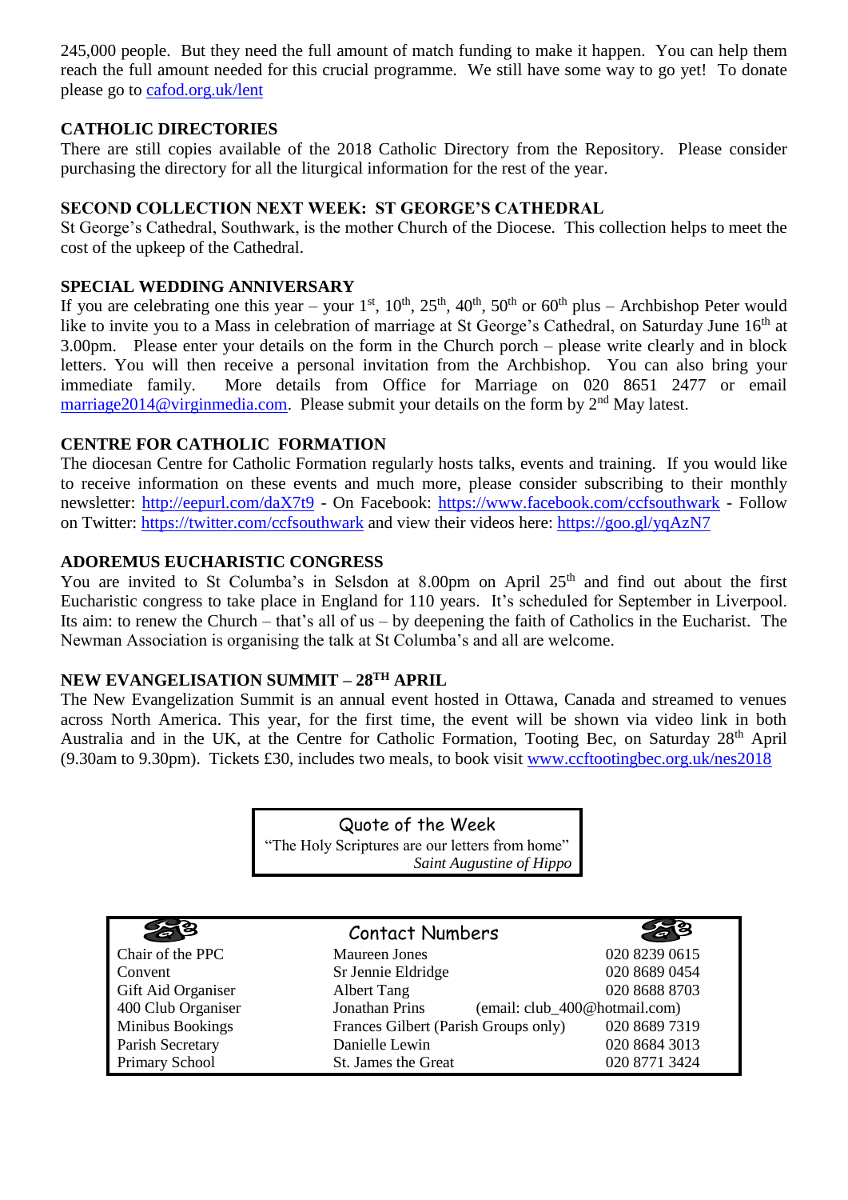245,000 people. But they need the full amount of match funding to make it happen. You can help them reach the full amount needed for this crucial programme. We still have some way to go yet! To donate please go to cafod.org.uk/lent

## CATHOLIC DIRECTORIES

There are still copies available of the 2018 Catholic Directory from the Repository. Please consider purchasing the directory for all the liturgical information for the rest of the year.

## SECOND COLLECTION NEXT WEEK: ST GEORGE'S CATHEDRAL

St George's Cathedral, Southwark, is the mother Church of the Diocese. This collection helps to meet the cost of the upkeep of the Cathedral.

## SPECIAL WEDDING ANNIVERSARY

If you are celebrating one this year – your 1st, 10th, 25th, 40th, 50th or 60th plus – Archbishop Peter would like to invite you to a Mass in celebration of marriage at St George's Cathedral, on Saturday June 16th at 3.00pm. Please enter your details on the form in the Church porch – please write clearly and in block letters. You will then receive a personal invitation from the Archbishop. You can also bring your immediate family. More details from Office for Marriage on 020 8651 2477 or email marriage2014@virginmedia.com. Please submit your details on the form by 2nd May latest.

## CENTRE FOR CATHOLIC FORMATION

The diocesan Centre for Catholic Formation regularly hosts talks, events and training. If you would like to receive information on these events and much more, please consider subscribing to their monthly newsletter: http://eepurl.com/daX7t9 - On Facebook: https://www.facebook.com/ccfsouthwark - Follow on Twitter: https://twitter.com/ccfsouthwark and view their videos here: https://goo.gl/yqAzN7

## ADOREMUS EUCHARISTIC CONGRESS

You are invited to St Columba's in Selsdon at 8.00pm on April 25th and find out about the first Eucharistic congress to take place in England for 110 years. It's scheduled for September in Liverpool. Its aim: to renew the Church – that's all of us – by deepening the faith of Catholics in the Eucharist. The Newman Association is organising the talk at St Columba's and all are welcome.

## NEW EVANGELISATION SUMMIT – 28TH APRIL

The New Evangelisation Summit is an annual event hosted in Ottawa, Canada and streamed to venues across North America. This year, for the first time, the event will be shown via video link in both Australia and in the UK, at the Centre for Catholic Formation, Tooting Bec, on Saturday 28th April (9.30am to 9.30pm). Tickets £30, includes two meals, to book visit www.ccftootingbec.org.uk/nes2018

**Quote of the Week**

"The Holy Scriptures are our letters from home"
*Saint Augustine of Hippo*

**Contact Numbers**

| | | |
|---|---|---|
| Chair of the PPC | Maureen Jones | 020 8239 0615 |
| Convent | Sr Jennie Eldridge | 020 8689 0454 |
| Gift Aid Organiser | Albert Tang | 020 8688 8703 |
| 400 Club Organiser | Jonathan Prins (email: club_400@hotmail.com) | |
| Minibus Bookings | Frances Gilbert (Parish Groups only) | 020 8689 7319 |
| Parish Secretary | Danielle Lewin | 020 8684 3013 |
| Primary School | St. James the Great | 020 8771 3424 |